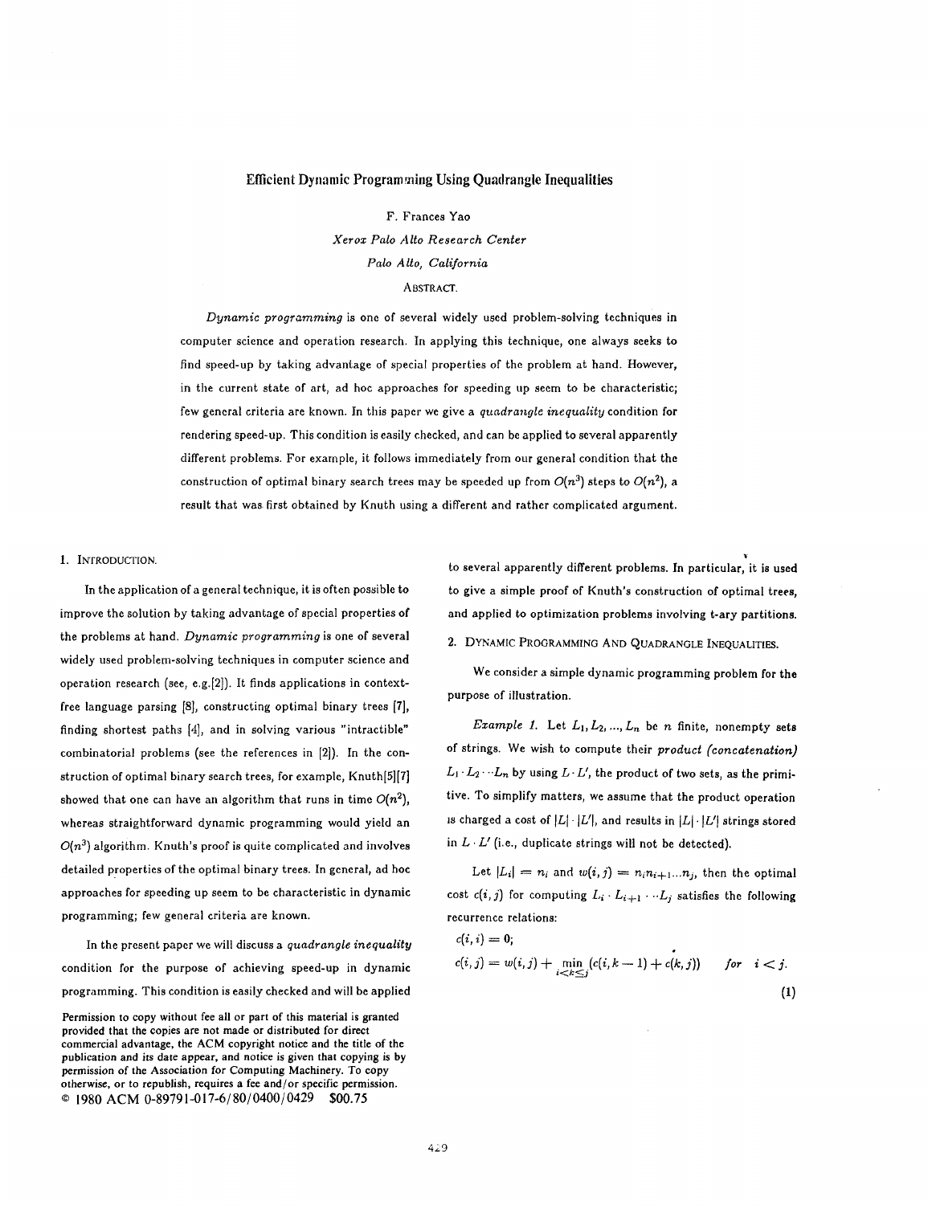# Efficient Dynamic Programming Using Quadrangle Inequalities

F. Frances Yao

*Xerox Palo Alto Research Center*

*Palo Alto, California*

ABSTRACT.

*Dynamic programming* is one of several widely used problem-solving techniques in computer science and operation research. In applying this technique, one always seeks to find speed-up by taking advantage of special properties of the problem at hand. However, in the current state of art, ad hoc approaches for speeding up seem to be characteristic; few general criteria are known. In this paper we give a *quadrangle inequality* condition for rendering speed-up. This condition is easily checked, and can be applied to several apparently different problems. For example, it follows immediately from our general condition that the construction of optimal binary search trees may be speeded up from $O(n^3)$ steps to $O(n^2)$, a result that was first obtained by Knuth using a different and rather complicated argument.

## 1. INTRODUCTION.

In the application of a general technique, it is often possible to improve the solution by taking advantage of special properties of the problems at hands. *Dynamic programming* is one of several widely used problem-solving techniques in computer science and operation research (see, e.g.[2]). It finds applications in context-free language parsing [8], constructing optimal binary trees [7], finding shortest paths [4], and in solving various "intractible" combinatorial problems (see the references in [2]). In the construction of optimal binary search trees, for example, Knuth[5][7] showed that one can have an algorithm that runs in time $O(n^2)$, whereas straightforward dynamic programming would yield an $O(n^3)$ algorithm. Knuth's proof is quite complicated and involves detailed properties of the optimal binary trees. In general, ad hoc approaches for speeding up seem to be characteristic in dynamic programming; few general criteria are known.

In the present paper we will discuss a *quadrangle inequality* condition for the purpose of achieving speed-up in dynamic programming. This condition is easily checked and will be applied to several apparently different problems. In particular, it is used to give a simple proof of Knuth's construction of optimal trees, and applied to optimization problems involving t-ary partitions.

Permission to copy without fee all or part of this material is granted provided that the copies are not made or distributed for direct commercial advantage, the ACM copyright notice and the title of the publication and its date appear, and notice is given that copying is by permission of the Association for Computing Machinery. To copy otherwise, or to republish, requires a fee and/or specific permission.
© 1980 ACM 0-89791-017-6/80/0400/0429 $00.75

## 2. DYNAMIC PROGRAMMING AND QUADRANGLE INEQUALITIES.

We consider a simple dynamic programming problem for the purpose of illustration.

*Example 1.* Let $L_1, L_2, ..., L_n$ be $n$ finite, nonempty sets of strings. We wish to compute their *product (concatenation)* $L_1 \cdot L_2 \cdots L_n$ by using $L \cdot L'$, the product of two sets, as the primitive. To simplify matters, we assume that the product operation is charged a cost of $|L| \cdot |L'|$, and results in $|L| \cdot |L'|$ strings stored in $L \cdot L'$ (i.e., duplicate strings will not be detected).

Let $|L_i| = n_i$ and $w(i,j) = n_i n_{i+1} ... n_j$, then the optimal cost $c(i,j)$ for computing $L_i \cdot L_{i+1} \cdots L_j$ satisfies the following recurrence relations:

$$c(i,i) = 0;$$
$$c(i,j) = w(i,j) + \min_{i<k\leq j} (c(i,k-1) + c(k,j)) \quad \text{for} \quad i < j. \tag{1}$$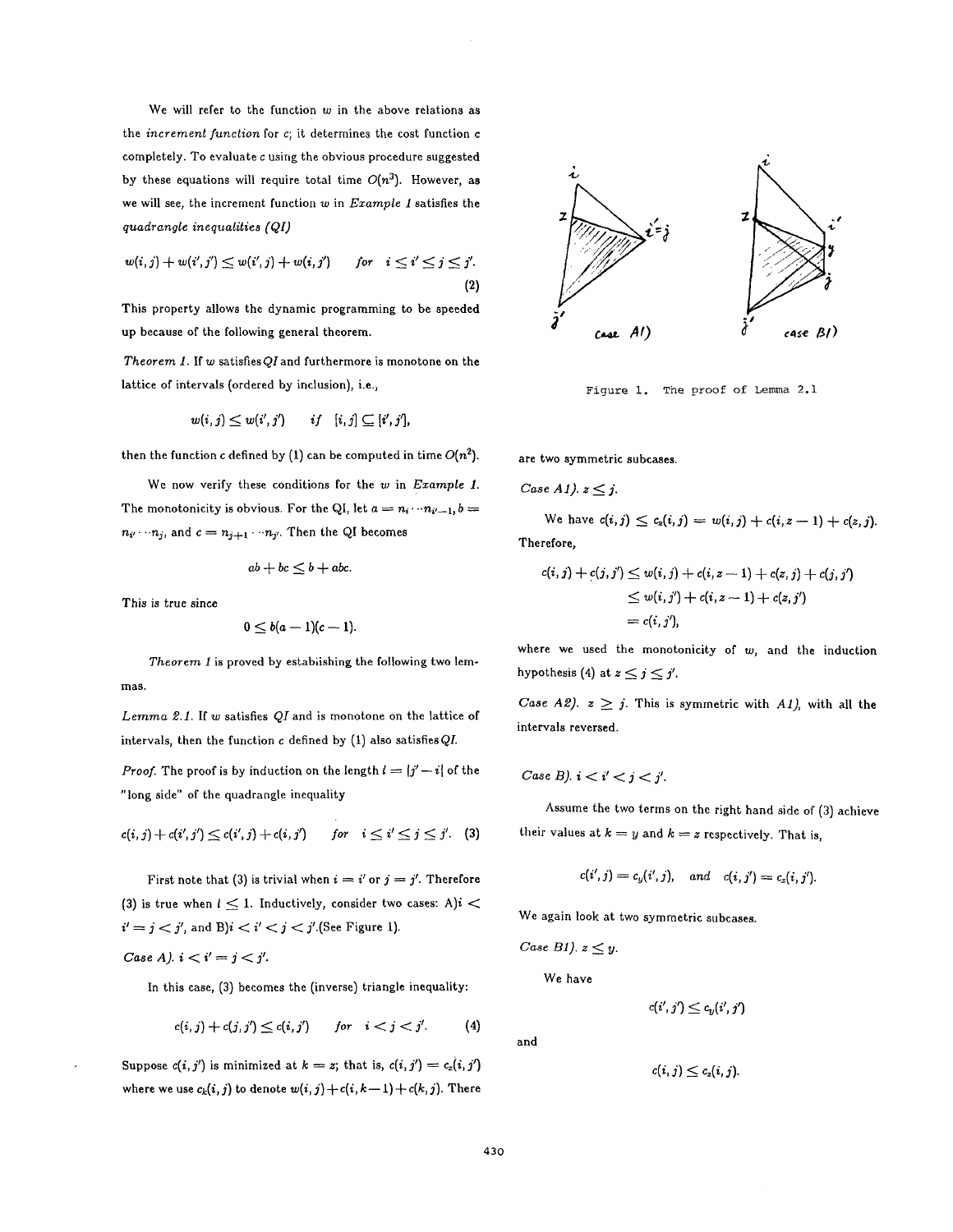We will refer to the function $w$ in the above relations as the *increment function* for $c$; it determines the cost function $c$ completely. To evaluate $c$ using the obvious procedure suggested by these equations will require total time $O(n^3)$. However, as we will see, the increment function $w$ in *Example 1* satisfies the *quadrangle inequalities (QI)*

$$w(i,j) + w(i',j') \leq w(i',j) + w(i,j') \qquad for \quad i \leq i' \leq j \leq j'. \tag{2}$$

This property allows the dynamic programming to be speeded up because of the following general theorem.

*Theorem 1.* If $w$ satisfies $QI$ and furthermore is monotone on the lattice of intervals (ordered by inclusion), i.e.,

$$w(i,j) \leq w(i',j') \qquad if \quad [i,j] \subseteq [i',j'],$$

then the function $c$ defined by (1) can be computed in time $O(n^2)$.

We now verify these conditions for the $w$ in *Example 1*. The monotonicity is obvious. For the QI, let $a = n_i \cdots n_{i'-1}$, $b = n_{i'} \cdots n_j$, and $c = n_{j+1} \cdots n_{j'}$. Then the QI becomes

$$ab + bc \leq b + abc.$$

This is true since

$$0 \leq b(a-1)(c-1).$$

*Theorem 1* is proved by establishing the following two lemmas.

*Lemma 2.1.* If $w$ satisfies $QI$ and is monotone on the lattice of intervals, then the function $c$ defined by (1) also satisfies $QI$.

*Proof.* The proof is by induction on the length $l = |j' - i|$ of the "long side" of the quadrangle inequality

$$c(i,j) + c(i',j') \leq c(i',j) + c(i,j') \qquad for \quad i \leq i' \leq j \leq j'. \tag{3}$$

First note that (3) is trivial when $i = i'$ or $j = j'$. Therefore (3) is true when $l \leq 1$. Inductively, consider two cases: A) $i < i' = j < j'$, and B) $i < i' < j < j'$. (See Figure 1).

*Case A).* $i < i' = j < j'$.

In this case, (3) becomes the (inverse) triangle inequality:

$$c(i,j) + c(j,j') \leq c(i,j') \qquad for \quad i < j < j'. \tag{4}$$

Suppose $c(i,j')$ is minimized at $k = z$; that is, $c(i,j') = c_z(i,j')$ where we use $c_k(i,j)$ to denote $w(i,j) + c(i,k-1) + c(k,j)$. There are two symmetric subcases.

Figure 1. The proof of Lemma 2.1

*Case A1).* $z \leq j$.

We have $c(i,j) \leq c_z(i,j) = w(i,j) + c(i,z-1) + c(z,j)$. Therefore,

$$\begin{aligned} c(i,j) + c(j,j') &\leq w(i,j) + c(i,z-1) + c(z,j) + c(j,j') \\ &\leq w(i,j') + c(i,z-1) + c(z,j') \\ &= c(i,j'), \end{aligned}$$

where we used the monotonicity of $w$, and the induction hypothesis (4) at $z \leq j \leq j'$.

*Case A2).* $z \geq j$. This is symmetric with *A1)*, with all the intervals reversed.

*Case B).* $i < i' < j < j'$.

Assume the two terms on the right hand side of (3) achieve their values at $k = y$ and $k = z$ respectively. That is,

$$c(i',j) = c_y(i',j), \quad and \quad c(i,j') = c_z(i,j').$$

We again look at two symmetric subcases.

*Case B1).* $z \leq y$.

We have

$$c(i',j') \leq c_y(i',j')$$

and

$$c(i,j) \leq c_z(i,j).$$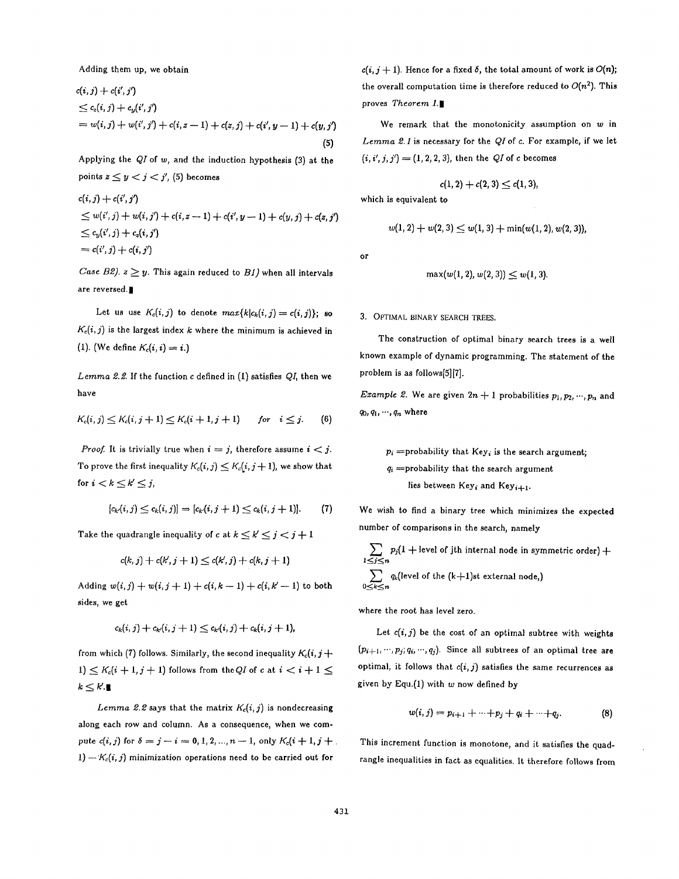Adding them up, we obtain

$$
\begin{aligned}
& c(i,j) + c(i',j') \\
& \leq c_z(i,j) + c_y(i',j') \\
& = w(i,j) + w(i',j') + c(i,z-1) + c(z,j) + c(i',y-1) + c(y,j')
\end{aligned} \tag{5}
$$

Applying the *QI* of $w$, and the induction hypothesis (3) at the points $z \leq y < j < j'$, (5) becomes

$$
\begin{aligned}
& c(i,j) + c(i',j') \\
& \leq w(i',j) + w(i,j') + c(i,z-1) + c(i',y-1) + c(y,j) + c(z,j') \\
& \leq c_y(i',j) + c_z(i,j') \\
& = c(i',j) + c(i,j')
\end{aligned}
$$

*Case B2).* $z \geq y$. This again reduced to *B1)* when all intervals are reversed. ∎

Let us use $K_c(i,j)$ to denote $max\{k | c_k(i,j) = c(i,j)\}$; so $K_c(i,j)$ is the largest index $k$ where the minimum is achieved in (1). (We define $K_c(i,i) = i$.)

*Lemma 2.2.* If the function $c$ defined in (1) satisfies *QI*, then we have

$$
K_c(i,j) \leq K_c(i,j+1) \leq K_c(i+1,j+1) \qquad for \quad i \leq j. \tag{6}
$$

*Proof.* It is trivially true when $i = j$, therefore assume $i < j$. To prove the first inequality $K_c(i,j) \leq K_c(i,j+1)$, we show that for $i < k \leq k' \leq j$,

$$
[c_{k'}(i,j) \leq c_k(i,j)] \Rightarrow [c_{k'}(i,j+1) \leq c_k(i,j+1)]. \tag{7}
$$

Take the quadrangle inequality of $c$ at $k \leq k' \leq j < j+1$

$$
c(k,j) + c(k',j+1) \leq c(k',j) + c(k,j+1)
$$

Adding $w(i,j) + w(i,j+1) + c(i,k-1) + c(i,k'-1)$ to both sides, we get

$$
c_k(i,j) + c_{k'}(i,j+1) \leq c_{k'}(i,j) + c_k(i,j+1),
$$

from which (7) follows. Similarly, the second inequality $K_c(i,j+1) \leq K_c(i+1,j+1)$ follows from the *QI* of $c$ at $i < i+1 \leq k \leq k'$. ∎

*Lemma 2.2* says that the matrix $K_c(i,j)$ is nondecreasing along each row and column. As a consequence, when we compute $c(i,j)$ for $\delta = j - i = 0, 1, 2, ..., n-1$, only $K_c(i+1,j+1) - K_c(i,j)$ minimization operations need to be carried out for $c(i,j+1)$. Hence for a fixed $\delta$, the total amount of work is $O(n)$; the overall computation time is therefore reduced to $O(n^2)$. This proves *Theorem 1.* ∎

We remark that the monotonicity assumption on $w$ in *Lemma 2.1* is necessary for the *QI* of $c$. For example, if we let $(i,i',j,j') = (1,2,2,3)$, then the *QI* of $c$ becomes

$$
c(1,2) + c(2,3) \leq c(1,3),
$$

which is equivalent to

$$
w(1,2) + w(2,3) \leq w(1,3) + \min(w(1,2), w(2,3)),
$$

or

$$
\max(w(1,2), w(2,3)) \leq w(1,3).
$$

## 3. Optimal binary search trees.

The construction of optimal binary search trees is a well known example of dynamic programming. The statement of the problem is as follows[5][7].

*Example 2.* We are given $2n+1$ probabilities $p_1, p_2, \cdots, p_n$ and $q_0, q_1, \cdots, q_n$ where

> $p_i$ =probability that $\text{Key}_i$ is the search argument;
> $q_i$ =probability that the search argument lies between $\text{Key}_i$ and $\text{Key}_{i+1}$.

We wish to find a binary tree which minimizes the expected number of comparisons in the search, namely

$$
\sum_{1 \leq j \leq n} p_j(1 + \text{level of jth internal node in symmetric order}) + \sum_{0 \leq k \leq n} q_k(\text{level of the (k+1)st external node,})
$$

where the root has level zero.

Let $c(i,j)$ be the cost of an optimal subtree with weights $(p_{i+1}, \cdots, p_j; q_i, \cdots, q_j)$. Since all subtrees of an optimal tree are optimal, it follows that $c(i,j)$ satisfies the same recurrences as given by Equ.(1) with $w$ now defined by

$$
w(i,j) = p_{i+1} + \cdots + p_j + q_i + \cdots + q_j. \tag{8}
$$

This increment function is monotone, and it satisfies the quadrangle inequalities in fact as equalities. It therefore follows from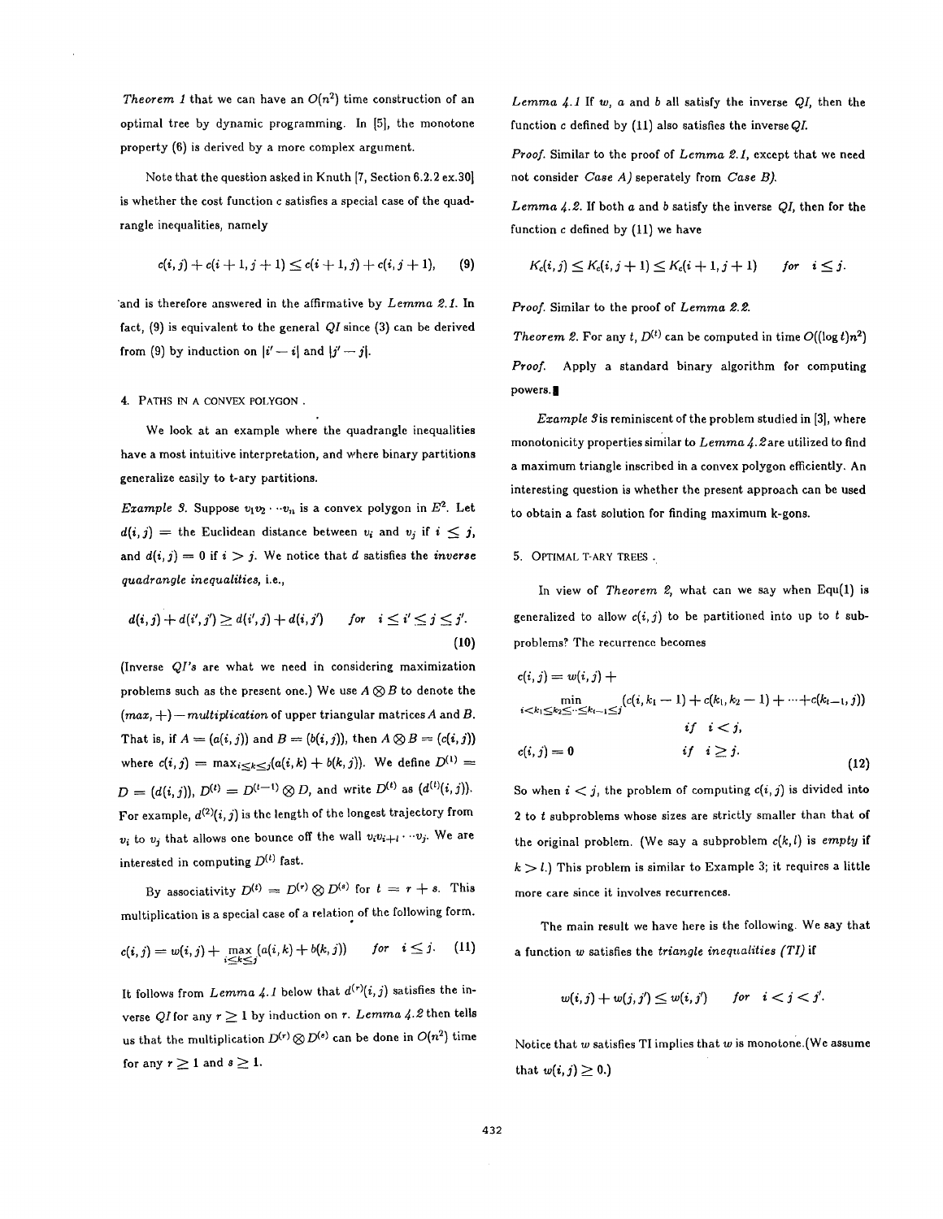*Theorem 1* that we can have an $O(n^2)$ time construction of an optimal tree by dynamic programming. In [5], the monotone property (6) is derived by a more complex argument.

Note that the question asked in Knuth [7, Section 6.2.2 ex.30] is whether the cost function $c$ satisfies a special case of the quadrangle inequalities, namely

$$c(i,j) + c(i+1,j+1) \leq c(i+1,j) + c(i,j+1), \qquad (9)$$

and is therefore answered in the affirmative by *Lemma 2.1*. In fact, (9) is equivalent to the general *QI* since (3) can be derived from (9) by induction on $|i'-i|$ and $|j'-j|$.

## 4. Paths in a Convex Polygon .

We look at an example where the quadrangle inequalities have a most intuitive interpretation, and where binary partitions generalize easily to t-ary partitions.

*Example 3.* Suppose $v_1 v_2 \cdots v_n$ is a convex polygon in $E^2$. Let $d(i,j) =$ the Euclidean distance between $v_i$ and $v_j$ if $i \leq j$, and $d(i,j) = 0$ if $i > j$. We notice that $d$ satisfies the *inverse quadrangle inequalities*, i.e.,

$$d(i,j) + d(i',j') \geq d(i',j) + d(i,j') \qquad for \quad i \leq i' \leq j \leq j'. \qquad (10)$$

(Inverse *QI's* are what we need in considering maximization problems such as the present one.) We use $A \otimes B$ to denote the $(max,+)-multiplication$ of upper triangular matrices $A$ and $B$. That is, if $A = (a(i,j))$ and $B = (b(i,j))$, then $A \otimes B = (c(i,j))$ where $c(i,j) = \max_{i \leq k \leq j}(a(i,k) + b(k,j))$. We define $D^{(1)} = D = (d(i,j))$, $D^{(t)} = D^{(t-1)} \otimes D$, and write $D^{(t)}$ as $(d^{(t)}(i,j))$. For example, $d^{(2)}(i,j)$ is the length of the longest trajectory from $v_i$ to $v_j$ that allows one bounce off the wall $v_i v_{i+1} \cdots v_j$. We are interested in computing $D^{(t)}$ fast.

By associativity $D^{(t)} = D^{(r)} \otimes D^{(s)}$ for $t = r + s$. This multiplication is a special case of a relation of the following form.

$$c(i,j) = w(i,j) + \max_{i \leq k \leq j}(a(i,k) + b(k,j)) \qquad for \quad i \leq j. \qquad (11)$$

It follows from *Lemma 4.1* below that $d^{(r)}(i,j)$ satisfies the inverse *QI* for any $r \geq 1$ by induction on $r$. *Lemma 4.2* then tells us that the multiplication $D^{(r)} \otimes D^{(s)}$ can be done in $O(n^2)$ time for any $r \geq 1$ and $s \geq 1$.

*Lemma 4.1* If $w$, $a$ and $b$ all satisfy the inverse *QI*, then the function $c$ defined by (11) also satisfies the inverse *QI*.

*Proof.* Similar to the proof of *Lemma 2.1*, except that we need not consider *Case A)* seperately from *Case B)*.

*Lemma 4.2.* If both $a$ and $b$ satisfy the inverse *QI*, then for the function $c$ defined by (11) we have

$$K_c(i,j) \leq K_c(i,j+1) \leq K_c(i+1,j+1) \qquad for \quad i \leq j.$$

*Proof.* Similar to the proof of *Lemma 2.2*.

*Theorem 2.* For any $t$, $D^{(t)}$ can be computed in time $O((\log t)n^2)$

*Proof.* Apply a standard binary algorithm for computing powers. ∎

*Example 3* is reminiscent of the problem studied in [3], where monotonicity properties similar to *Lemma 4.2* are utilized to find a maximum triangle inscribed in a convex polygon efficiently. An interesting question is whether the present approach can be used to obtain a fast solution for finding maximum k-gons.

## 5. Optimal T-ary Trees .

In view of *Theorem 2*, what can we say when Equ(1) is generalized to allow $c(i,j)$ to be partitioned into up to $t$ subproblems? The recurrence becomes

$$\begin{aligned} c(i,j) &= w(i,j) + \\ &\min_{i < k_1 \leq k_2 \leq \cdots \leq k_{t-1} \leq j} (c(i,k_1-1) + c(k_1,k_2-1) + \cdots + c(k_{t-1},j)) \\ &\qquad\qquad if \quad i < j, \\ c(i,j) &= 0 \qquad\qquad if \quad i \geq j. \end{aligned} \qquad (12)$$

So when $i < j$, the problem of computing $c(i,j)$ is divided into 2 to $t$ subproblems whose sizes are strictly smaller than that of the original problem. (We say a subproblem $c(k,l)$ is *empty* if $k > l$.) This problem is similar to Example 3; it requires a little more care since it involves recurrences.

The main result we have here is the following. We say that a function $w$ satisfies the *triangle inequalities (TI)* if

$$w(i,j) + w(j,j') \leq w(i,j') \qquad for \quad i < j < j'.$$

Notice that $w$ satisfies TI implies that $w$ is monotone.(We assume that $w(i,j) \geq 0$.)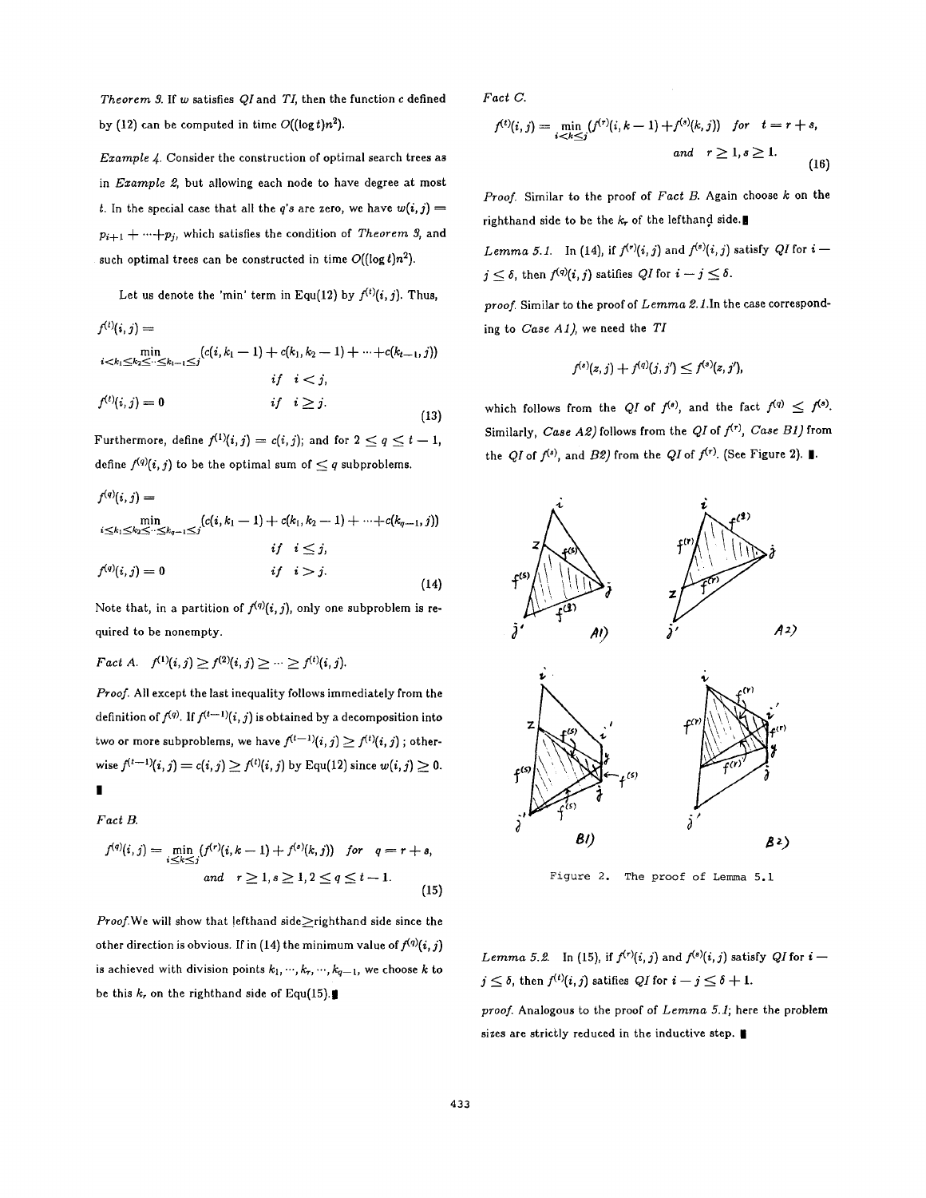*Theorem 3.* If $w$ satisfies *QI* and *TI*, then the function $c$ defined by (12) can be computed in time $O((\log t)n^2)$.

*Example 4.* Consider the construction of optimal search trees as in *Example 2*, but allowing each node to have degree at most $t$. In the special case that all the $q$'s are zero, we have $w(i,j) = p_{i+1} + \cdots + p_j$, which satisfies the condition of *Theorem 3*, and such optimal trees can be constructed in time $O((\log t)n^2)$.

Let us denote the 'min' term in Equ(12) by $f^{(t)}(i,j)$. Thus,

$$f^{(t)}(i,j) = \min_{i<k_1 \le k_2 \le \cdots \le k_{t-1} \le j} (c(i,k_1-1) + c(k_1,k_2-1) + \cdots + c(k_{t-1},j)) \quad \text{if } i<j,$$
$$f^{(t)}(i,j) = 0 \quad \text{if } i \ge j. \tag{13}$$

Furthermore, define $f^{(1)}(i,j) = c(i,j)$; and for $2 \le q \le t-1$, define $f^{(q)}(i,j)$ to be the optimal sum of $\le q$ subproblems.

$$f^{(q)}(i,j) = \min_{i \le k_1 \le k_2 \le \cdots \le k_{q-1} \le j} (c(i,k_1-1) + c(k_1,k_2-1) + \cdots + c(k_{q-1},j)) \quad \text{if } i \le j,$$
$$f^{(q)}(i,j) = 0 \quad \text{if } i > j. \tag{14}$$

Note that, in a partition of $f^{(q)}(i,j)$, only one subproblem is required to be nonempty.

*Fact A.* $f^{(1)}(i,j) \ge f^{(2)}(i,j) \ge \cdots \ge f^{(t)}(i,j)$.

*Proof.* All except the last inequality follows immediately from the definition of $f^{(q)}$. If $f^{(t-1)}(i,j)$ is obtained by a decomposition into two or more subproblems, we have $f^{(t-1)}(i,j) \ge f^{(t)}(i,j)$ ; otherwise $f^{(t-1)}(i,j) = c(i,j) \ge f^{(t)}(i,j)$ by Equ(12) since $w(i,j) \ge 0$. ∎

*Fact B.*

$$f^{(q)}(i,j) = \min_{i \le k \le j} (f^{(r)}(i,k-1) + f^{(s)}(k,j)) \quad for \quad q = r+s,$$
$$and \quad r \ge 1, s \ge 1, 2 \le q \le t-1. \tag{15}$$

*Proof.* We will show that lefthand side$\ge$righthand side since the other direction is obvious. If in (14) the minimum value of $f^{(q)}(i,j)$ is achieved with division points $k_1, \cdots, k_r, \cdots, k_{q-1}$, we choose $k$ to be this $k_r$ on the righthand side of Equ(15). ∎

*Fact C.*

$$f^{(t)}(i,j) = \min_{i<k \le j} (f^{(r)}(i,k-1) + f^{(s)}(k,j)) \quad for \quad t = r+s,$$
$$and \quad r \ge 1, s \ge 1. \tag{16}$$

*Proof.* Similar to the proof of *Fact B*. Again choose $k$ on the righthand side to be the $k_r$ of the lefthand side. ∎

*Lemma 5.1.* In (14), if $f^{(r)}(i,j)$ and $f^{(s)}(i,j)$ satisfy *QI* for $i - j \le \delta$, then $f^{(q)}(i,j)$ satifies *QI* for $i - j \le \delta$.

*proof.* Similar to the proof of *Lemma 2.1*. In the case corresponding to *Case A1)*, we need the *TI*

$$f^{(s)}(z,j) + f^{(q)}(j,j') \le f^{(s)}(z,j'),$$

which follows from the *QI* of $f^{(s)}$, and the fact $f^{(q)} \le f^{(s)}$. Similarly, *Case A2)* follows from the *QI* of $f^{(r)}$, *Case B1)* from the *QI* of $f^{(s)}$, and *B2)* from the *QI* of $f^{(r)}$. (See Figure 2). ∎

Figure 2. The proof of Lemma 5.1

*Lemma 5.2.* In (15), if $f^{(r)}(i,j)$ and $f^{(s)}(i,j)$ satisfy *QI* for $i - j \le \delta$, then $f^{(t)}(i,j)$ satifies *QI* for $i - j \le \delta + 1$.

*proof.* Analogous to the proof of *Lemma 5.1*; here the problem sizes are strictly reduced in the inductive step. ∎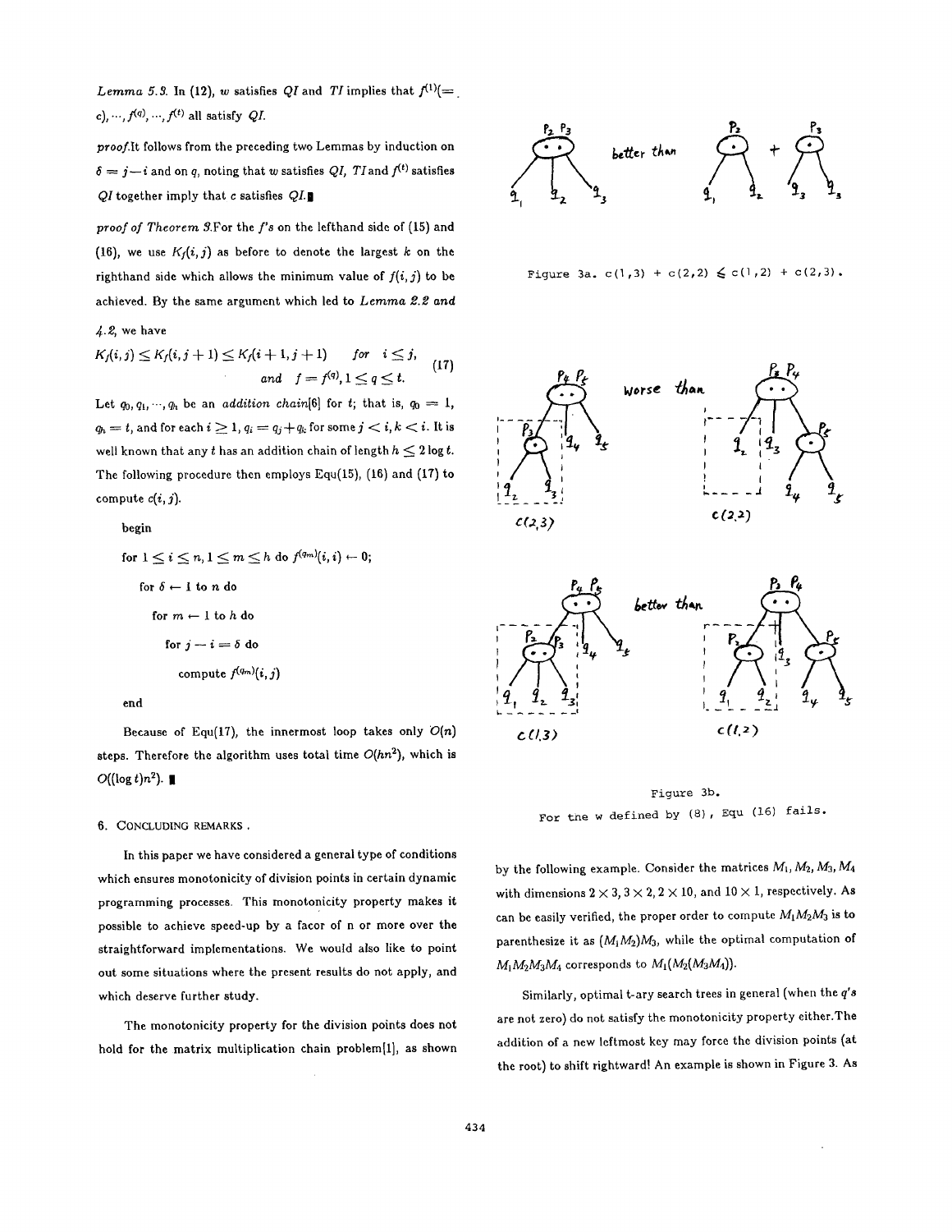*Lemma 5.3.* In (12), $w$ satisfies $QI$ and $TI$ implies that $f^{(1)}(= c), \cdots, f^{(q)}, \cdots, f^{(t)}$ all satisfy $QI$.

*proof.* It follows from the preceding two Lemmas by induction on $\delta = j - i$ and on $q$, noting that $w$ satisfies $QI$, $TI$ and $f^{(t)}$ satisfies $QI$ together imply that $c$ satisfies $QI$. ∎

*proof of Theorem 3.* For the $f$'s on the lefthand side of (15) and (16), we use $K_f(i,j)$ as before to denote the largest $k$ on the righthand side which allows the minimum value of $f(i,j)$ to be achieved. By the same argument which led to *Lemma 2.2 and 4.2*, we have

$$K_f(i,j) \leq K_f(i,j+1) \leq K_f(i+1,j+1) \quad \text{for} \quad i \leq j, \quad \text{and} \quad f = f^{(q)}, 1 \leq q \leq t. \tag{17}$$

Let $q_0, q_1, \cdots, q_h$ be an *addition chain*[6] for $t$; that is, $q_0 = 1$, $q_h = t$, and for each $i \geq 1$, $q_i = q_j + q_k$ for some $j < i, k < i$. It is well known that any $t$ has an addition chain of length $h \leq 2 \log t$. The following procedure then employs Equ(15), (16) and (17) to compute $c(i,j)$.

```
begin
  for 1 ≤ i ≤ n, 1 ≤ m ≤ h do f^(q_m)(i,i) ← 0;
    for δ ← 1 to n do
      for m ← 1 to h do
        for j − i = δ do
          compute f^(q_m)(i,j)
end
```

Because of Equ(17), the innermost loop takes only $O(n)$ steps. Therefore the algorithm uses total time $O(hn^2)$, which is $O((\log t)n^2)$. ∎

## 6. Concluding Remarks.

In this paper we have considered a general type of conditions which ensures monotonicity of division points in certain dynamic programming processes. This monotonicity property makes it possible to achieve speed-up by a facor of n or more over the straightforward implementations. We would also like to point out some situations where the present results do not apply, and which deserve further study.

The monotonicity property for the division points does not hold for the matrix multiplication chain problem[1], as shown by the following example. Consider the matrices $M_1, M_2, M_3, M_4$ with dimensions $2 \times 3$, $3 \times 2$, $2 \times 10$, and $10 \times 1$, respectively. As can be easily verified, the proper order to compute $M_1M_2M_3$ is to parenthesize it as $(M_1M_2)M_3$, while the optimal computation of $M_1M_2M_3M_4$ corresponds to $M_1(M_2(M_3M_4))$.

Similarly, optimal t-ary search trees in general (when the $q$'s are not zero) do not satisfy the monotonicity property either. The addition of a new leftmost key may force the division points (at the root) to shift rightward! An example is shown in Figure 3. As

Figure 3a. $c(1,3) + c(2,2) \leqslant c(1,2) + c(2,3)$.

Figure 3b. For the w defined by (8), Equ (16) fails.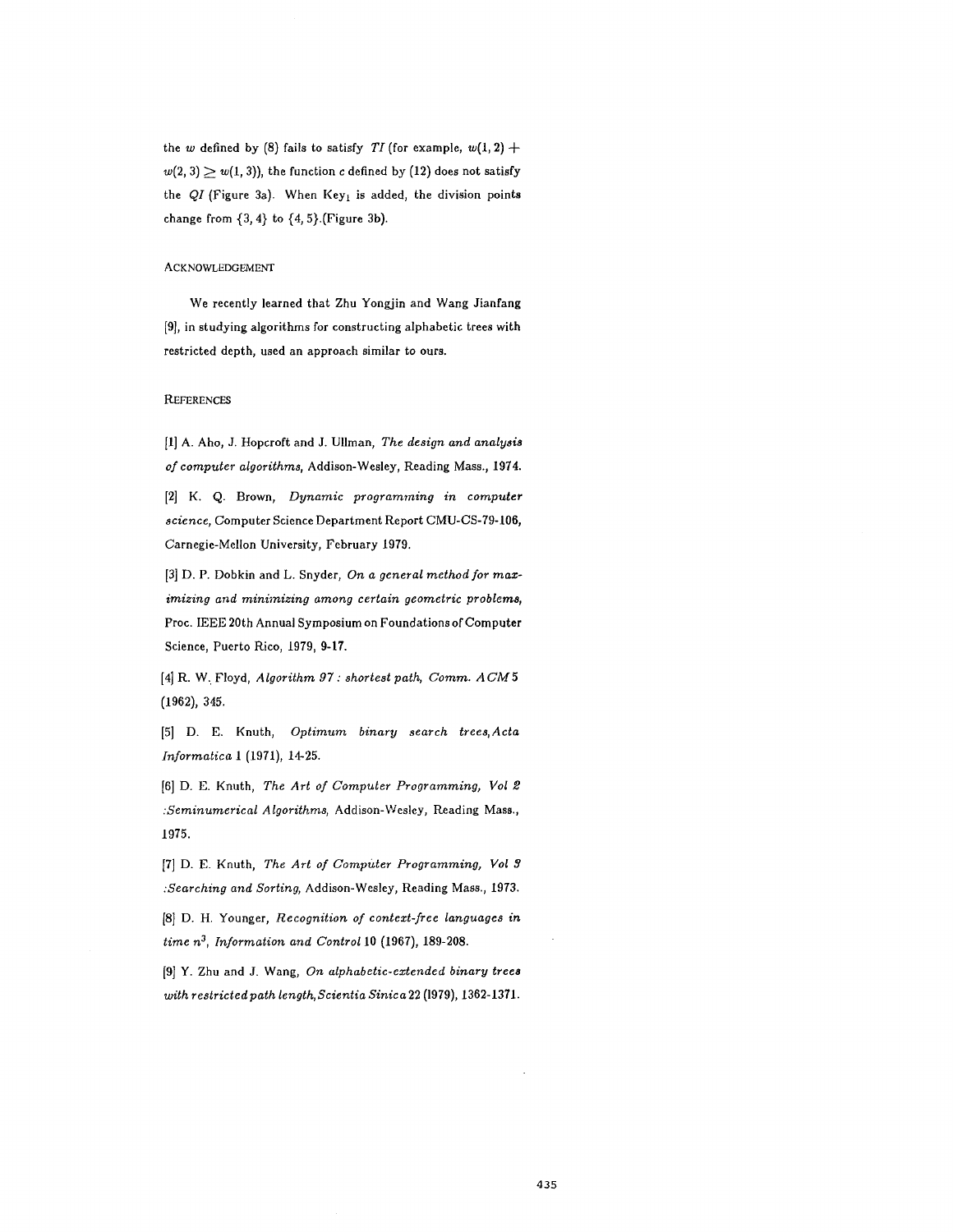the $w$ defined by (8) fails to satisfy *TI* (for example, $w(1,2) + w(2,3) \geq w(1,3)$), the function $c$ defined by (12) does not satisfy the *QI* (Figure 3a). When $\text{Key}_1$ is added, the division points change from $\{3,4\}$ to $\{4,5\}$.(Figure 3b).

## ACKNOWLEDGEMENT

We recently learned that Zhu Yongjin and Wang Jianfang [9], in studying algorithms for constructing alphabetic trees with restricted depth, used an approach similar to ours.

## REFERENCES

[1] A. Aho, J. Hopcroft and J. Ullman, *The design and analysis of computer algorithms*, Addison-Wesley, Reading Mass., 1974.

[2] K. Q. Brown, *Dynamic programming in computer science*, Computer Science Department Report CMU-CS-79-106, Carnegie-Mellon University, February 1979.

[3] D. P. Dobkin and L. Snyder, *On a general method for maximizing and minimizing among certain geometric problems*, Proc. IEEE 20th Annual Symposium on Foundations of Computer Science, Puerto Rico, 1979, 9-17.

[4] R. W. Floyd, *Algorithm 97 : shortest path*, *Comm. ACM* 5 (1962), 345.

[5] D. E. Knuth, *Optimum binary search trees*, *Acta Informatica* 1 (1971), 14-25.

[6] D. E. Knuth, *The Art of Computer Programming, Vol 2 :Seminumerical Algorithms*, Addison-Wesley, Reading Mass., 1975.

[7] D. E. Knuth, *The Art of Computer Programming, Vol 3 :Searching and Sorting*, Addison-Wesley, Reading Mass., 1973.

[8] D. H. Younger, *Recognition of context-free languages in time $n^3$*, *Information and Control* 10 (1967), 189-208.

[9] Y. Zhu and J. Wang, *On alphabetic-extended binary trees with restricted path length*, *Scientia Sinica* 22 (1979), 1362-1371.